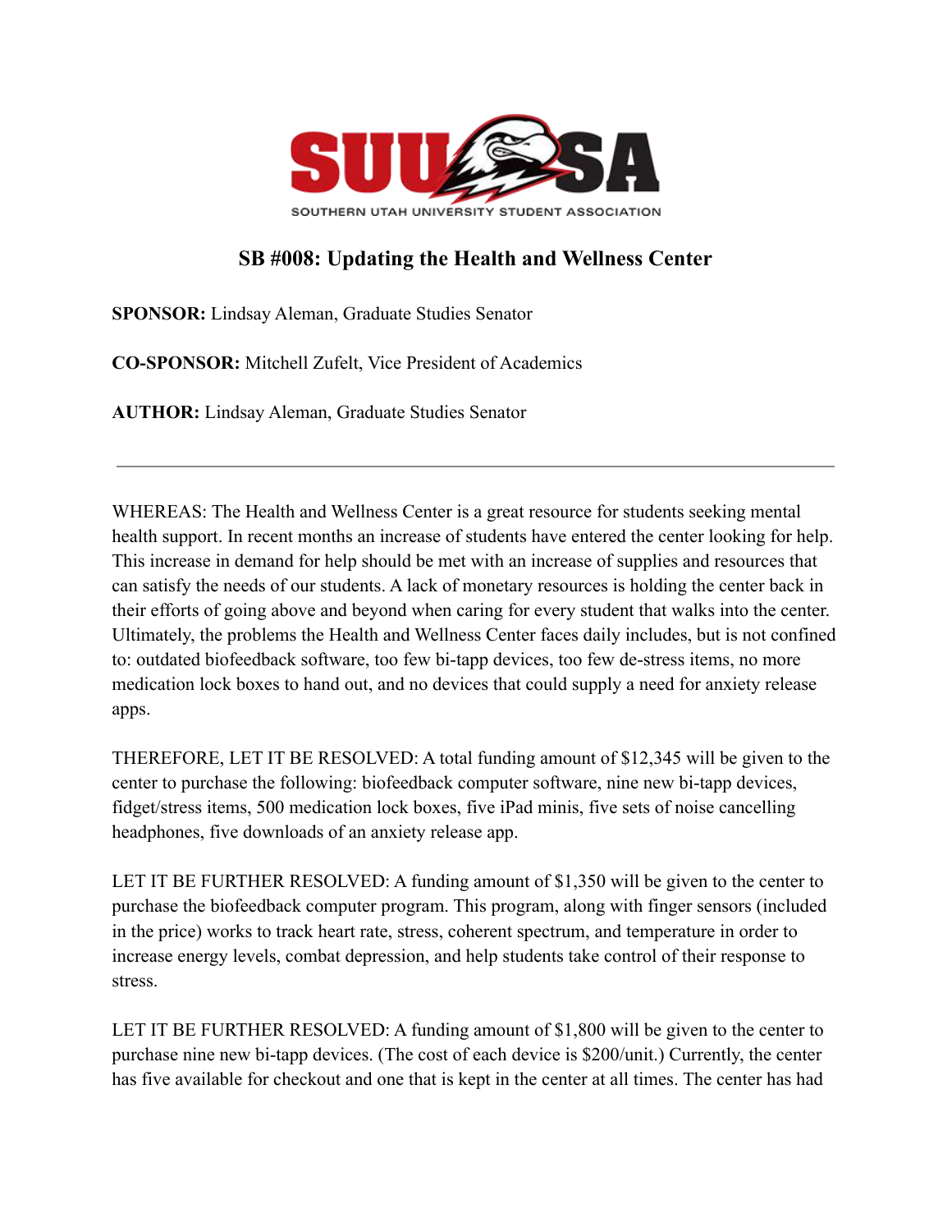SOUTHERN UTAH UNIVERSITY STUDENT ASSOCIATION

# SB #008: Updating the Health and Wellness Center

**SPONSOR:** Lindsay Aleman, Graduate Studies Senator

**CO-SPONSOR:** Mitchell Zufelt, Vice President of Academics

**AUTHOR:** Lindsay Aleman, Graduate Studies Senator

---

WHEREAS: The Health and Wellness Center is a great resource for students seeking mental health support. In recent months an increase of students have entered the center looking for help. This increase in demand for help should be met with an increase of supplies and resources that can satisfy the needs of our students. A lack of monetary resources is holding the center back in their efforts of going above and beyond when caring for every student that walks into the center. Ultimately, the problems the Health and Wellness Center faces daily includes, but is not confined to: outdated biofeedback software, too few bi-tapp devices, too few de-stress items, no more medication lock boxes to hand out, and no devices that could supply a need for anxiety release apps.

THEREFORE, LET IT BE RESOLVED: A total funding amount of $12,345 will be given to the center to purchase the following: biofeedback computer software, nine new bi-tapp devices, fidget/stress items, 500 medication lock boxes, five iPad minis, five sets of noise cancelling headphones, five downloads of an anxiety release app.

LET IT BE FURTHER RESOLVED: A funding amount of $1,350 will be given to the center to purchase the biofeedback computer program. This program, along with finger sensors (included in the price) works to track heart rate, stress, coherent spectrum, and temperature in order to increase energy levels, combat depression, and help students take control of their response to stress.

LET IT BE FURTHER RESOLVED: A funding amount of $1,800 will be given to the center to purchase nine new bi-tapp devices. (The cost of each device is $200/unit.) Currently, the center has five available for checkout and one that is kept in the center at all times. The center has had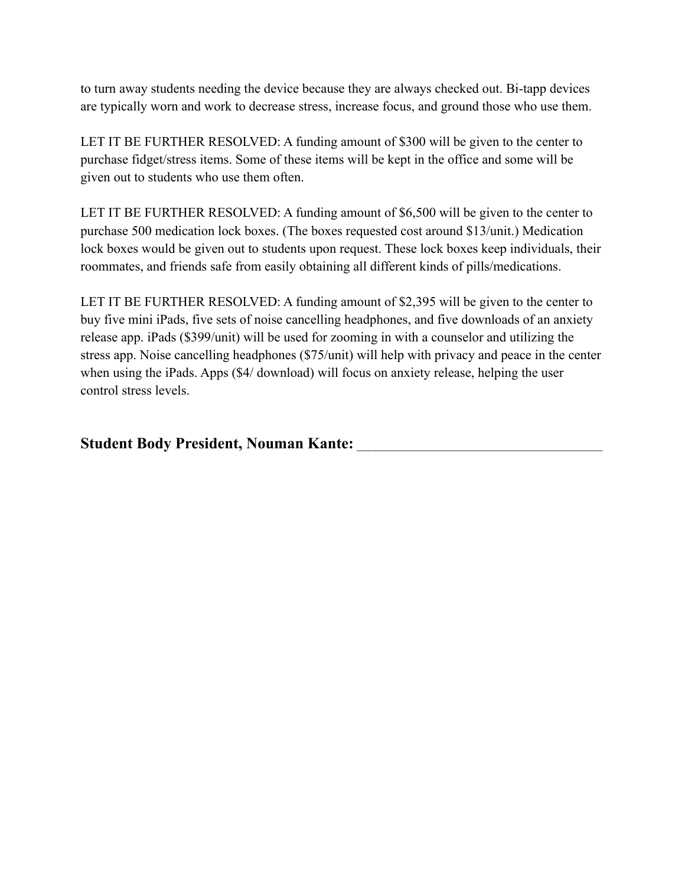to turn away students needing the device because they are always checked out. Bi-tapp devices are typically worn and work to decrease stress, increase focus, and ground those who use them.

LET IT BE FURTHER RESOLVED: A funding amount of $300 will be given to the center to purchase fidget/stress items. Some of these items will be kept in the office and some will be given out to students who use them often.

LET IT BE FURTHER RESOLVED: A funding amount of $6,500 will be given to the center to purchase 500 medication lock boxes. (The boxes requested cost around $13/unit.) Medication lock boxes would be given out to students upon request. These lock boxes keep individuals, their roommates, and friends safe from easily obtaining all different kinds of pills/medications.

LET IT BE FURTHER RESOLVED: A funding amount of $2,395 will be given to the center to buy five mini iPads, five sets of noise cancelling headphones, and five downloads of an anxiety release app. iPads ($399/unit) will be used for zooming in with a counselor and utilizing the stress app. Noise cancelling headphones ($75/unit) will help with privacy and peace in the center when using the iPads. Apps ($4/ download) will focus on anxiety release, helping the user control stress levels.

**Student Body President, Nouman Kante:** _________________________________